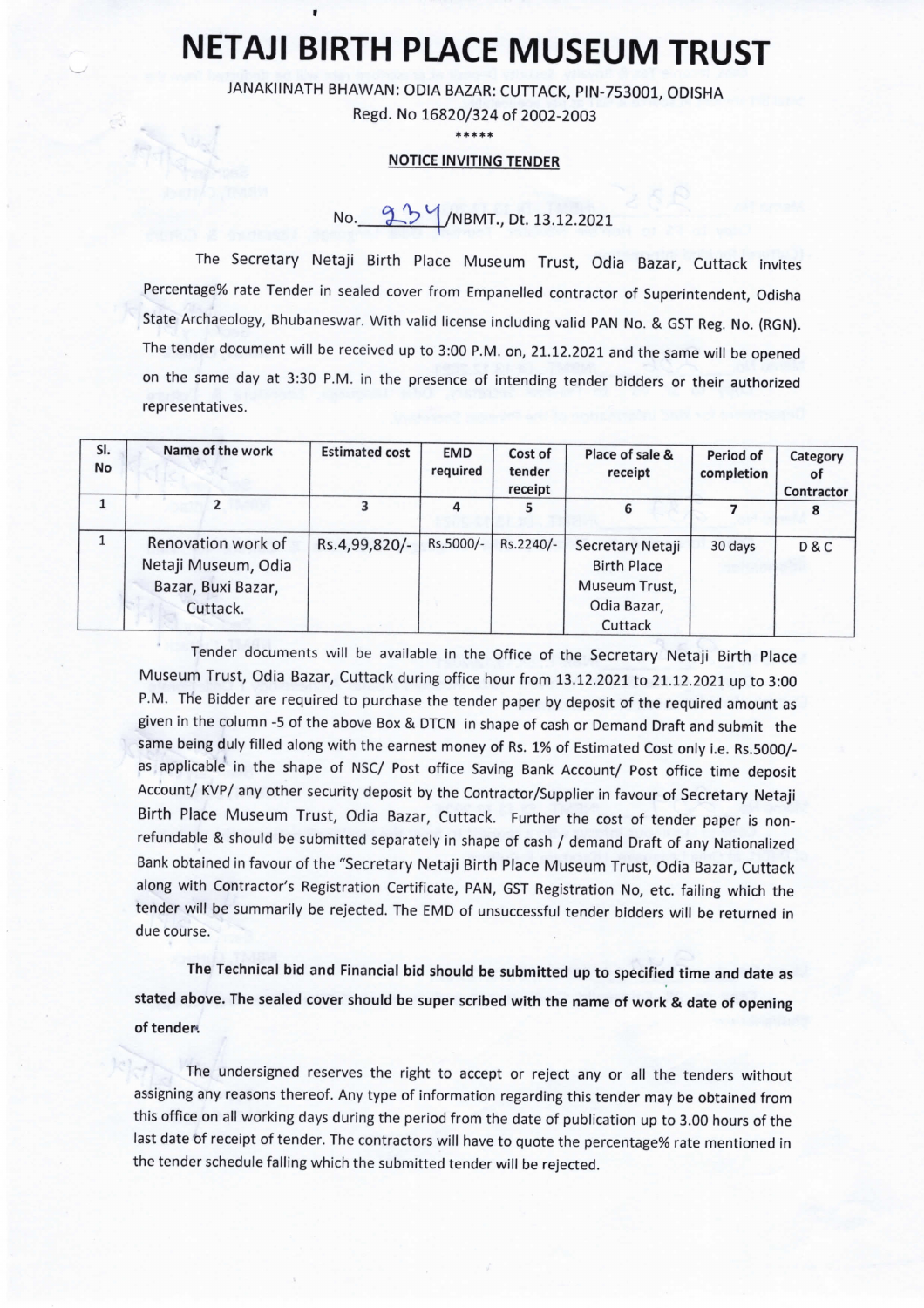# NETAJI BIRTH PLACE MUSEUM TRUST

JANAKIINATH BHAWAN: ODIA BAZAR: CUTTACK, PIN-753001, ODISHA

Regd. No 16820/324 of 2002-2003

\*\*\*\*\*

**NOTICE INVITING TENDER**

No. 234/NBMT., Dt. 13.12.2021

The Secretary Netaji Birth Place Museum Trust, Odia Bazar, Cuttack invites Percentage% rate Tender in sealed cover from Empanelled contractor of Superintendent, Odisha State Archaeology, Bhubaneswar. With valid license including valid PAN No. & GST Reg. No. (RGN). The tender document will be received up to 3:00 P.M. on, 21.12.2021 and the same will be opened on the same day at 3:30 P.M. in the presence of intending tender bidders or their authorized representatives.

| Sl. No | Name of the work | Estimated cost | EMD required | Cost of tender receipt | Place of sale & receipt | Period of completion | Category of Contractor |
|---|---|---|---|---|---|---|---|
| 1 | 2 | 3 | 4 | 5 | 6 | 7 | 8 |
| 1 | Renovation work of Netaji Museum, Odia Bazar, Buxi Bazar, Cuttack. | Rs.4,99,820/- | Rs.5000/- | Rs.2240/- | Secretary Netaji Birth Place Museum Trust, Odia Bazar, Cuttack | 30 days | D & C |

Tender documents will be available in the Office of the Secretary Netaji Birth Place Museum Trust, Odia Bazar, Cuttack during office hour from 13.12.2021 to 21.12.2021 up to 3:00 P.M. The Bidder are required to purchase the tender paper by deposit of the required amount as given in the column -5 of the above Box & DTCN in shape of cash or Demand Draft and submit the same being duly filled along with the earnest money of Rs. 1% of Estimated Cost only i.e. Rs.5000/- as applicable in the shape of NSC/ Post office Saving Bank Account/ Post office time deposit Account/ KVP/ any other security deposit by the Contractor/Supplier in favour of Secretary Netaji Birth Place Museum Trust, Odia Bazar, Cuttack. Further the cost of tender paper is non-refundable & should be submitted separately in shape of cash / demand Draft of any Nationalized Bank obtained in favour of the "Secretary Netaji Birth Place Museum Trust, Odia Bazar, Cuttack along with Contractor's Registration Certificate, PAN, GST Registration No, etc. failing which the tender will be summarily be rejected. The EMD of unsuccessful tender bidders will be returned in due course.

**The Technical bid and Financial bid should be submitted up to specified time and date as stated above. The sealed cover should be super scribed with the name of work & date of opening of tender.**

The undersigned reserves the right to accept or reject any or all the tenders without assigning any reasons thereof. Any type of information regarding this tender may be obtained from this office on all working days during the period from the date of publication up to 3.00 hours of the last date of receipt of tender. The contractors will have to quote the percentage% rate mentioned in the tender schedule falling which the submitted tender will be rejected.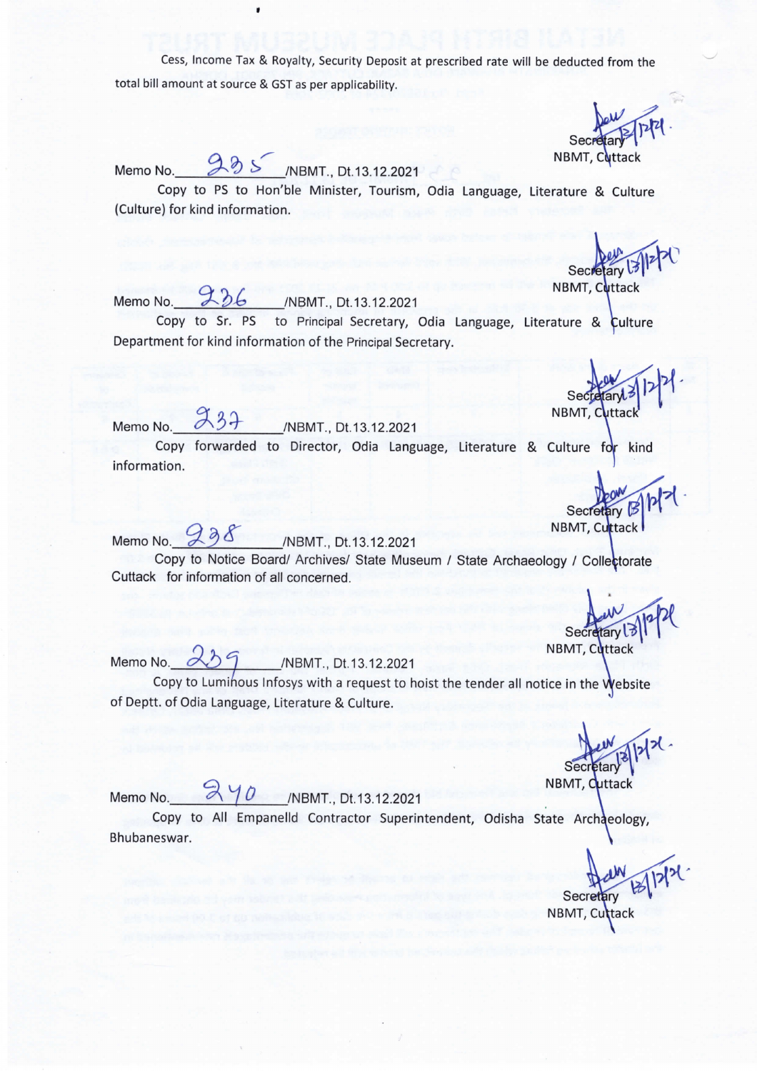Cess, Income Tax & Royalty, Security Deposit at prescribed rate will be deducted from the total bill amount at source & GST as per applicability.

Secretary 13/12/21.
NBMT, Cuttack

Memo No. 235 /NBMT., Dt.13.12.2021

Copy to PS to Hon'ble Minister, Tourism, Odia Language, Literature & Culture (Culture) for kind information.

Secretary 13/12/21
NBMT, Cuttack

Memo No. 236 /NBMT., Dt.13.12.2021

Copy to Sr. PS to Principal Secretary, Odia Language, Literature & Culture Department for kind information of the Principal Secretary.

Secretary 13/12/21.
NBMT, Cuttack

Memo No. 237 /NBMT., Dt.13.12.2021

Copy forwarded to Director, Odia Language, Literature & Culture for kind information.

Secretary 13/12/21.
NBMT, Cuttack

Memo No. 238 /NBMT., Dt.13.12.2021

Copy to Notice Board/ Archives/ State Museum / State Archaeology / Collectorate Cuttack for information of all concerned.

Secretary 13/12/21
NBMT, Cuttack

Memo No. 239 /NBMT., Dt.13.12.2021

Copy to Luminous Infosys with a request to hoist the tender all notice in the Website of Deptt. of Odia Language, Literature & Culture.

Secretary 13/12/21.
NBMT, Cuttack

Memo No. 240 /NBMT., Dt.13.12.2021

Copy to All Empanelld Contractor Superintendent, Odisha State Archaeology, Bhubaneswar.

Secretary 13/12/21.
NBMT, Cuttack